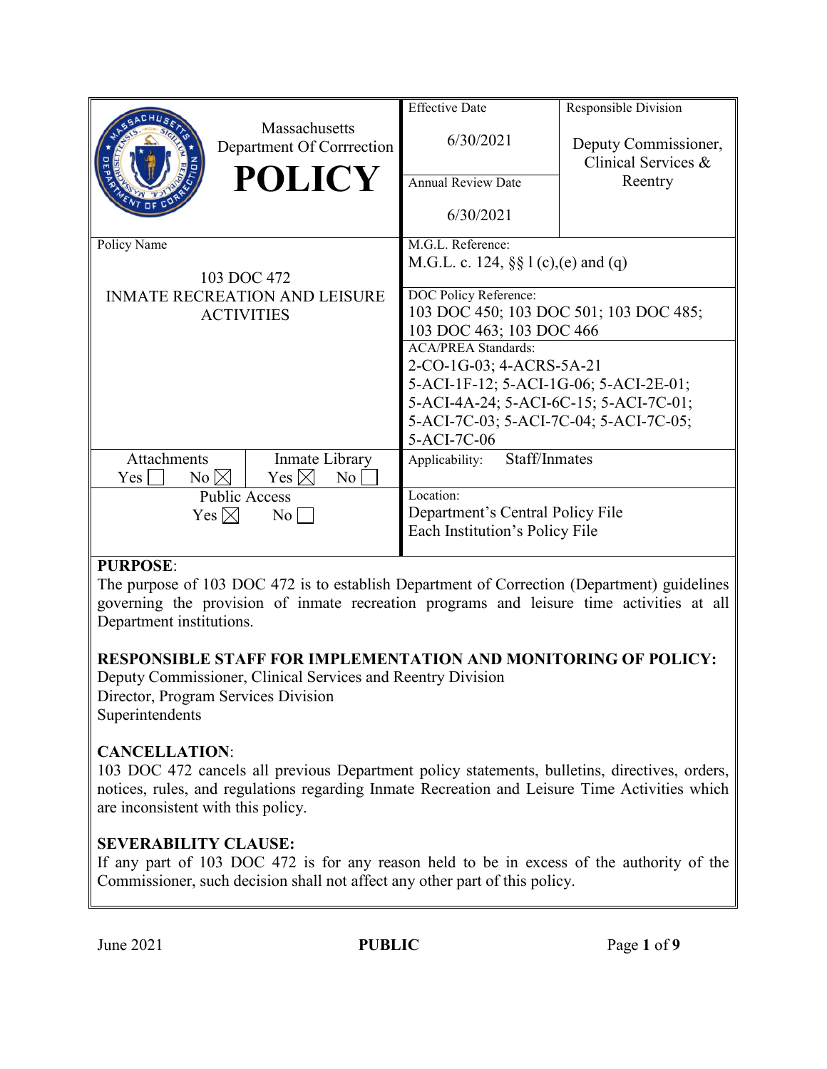| Massachusetts Department Of Corrrection **POLICY** | Effective Date 6/30/2021 | Responsible Division Deputy Commissioner, Clinical Services & Reentry |
|---|---|---|
| | Annual Review Date 6/30/2021 | |
| Policy Name 103 DOC 472 INMATE RECREATION AND LEISURE ACTIVITIES | M.G.L. Reference: M.G.L. c. 124, §§ 1 (c),(e) and (q) | |
| | DOC Policy Reference: 103 DOC 450; 103 DOC 501; 103 DOC 485; 103 DOC 463; 103 DOC 466 | |
| | ACA/PREA Standards: 2-CO-1G-03; 4-ACRS-5A-21 5-ACI-1F-12; 5-ACI-1G-06; 5-ACI-2E-01; 5-ACI-4A-24; 5-ACI-6C-15; 5-ACI-7C-01; 5-ACI-7C-03; 5-ACI-7C-04; 5-ACI-7C-05; 5-ACI-7C-06 | |
| Attachments: Yes ☐ No ☒ / Inmate Library: Yes ☒ No ☐ | Applicability: Staff/Inmates | |
| Public Access: Yes ☒ No ☐ | Location: Department's Central Policy File Each Institution's Policy File | |

**PURPOSE**:
The purpose of 103 DOC 472 is to establish Department of Correction (Department) guidelines governing the provision of inmate recreation programs and leisure time activities at all Department institutions.

**RESPONSIBLE STAFF FOR IMPLEMENTATION AND MONITORING OF POLICY:**
Deputy Commissioner, Clinical Services and Reentry Division
Director, Program Services Division
Superintendents

**CANCELLATION**:
103 DOC 472 cancels all previous Department policy statements, bulletins, directives, orders, notices, rules, and regulations regarding Inmate Recreation and Leisure Time Activities which are inconsistent with this policy.

**SEVERABILITY CLAUSE:**
If any part of 103 DOC 472 is for any reason held to be in excess of the authority of the Commissioner, such decision shall not affect any other part of this policy.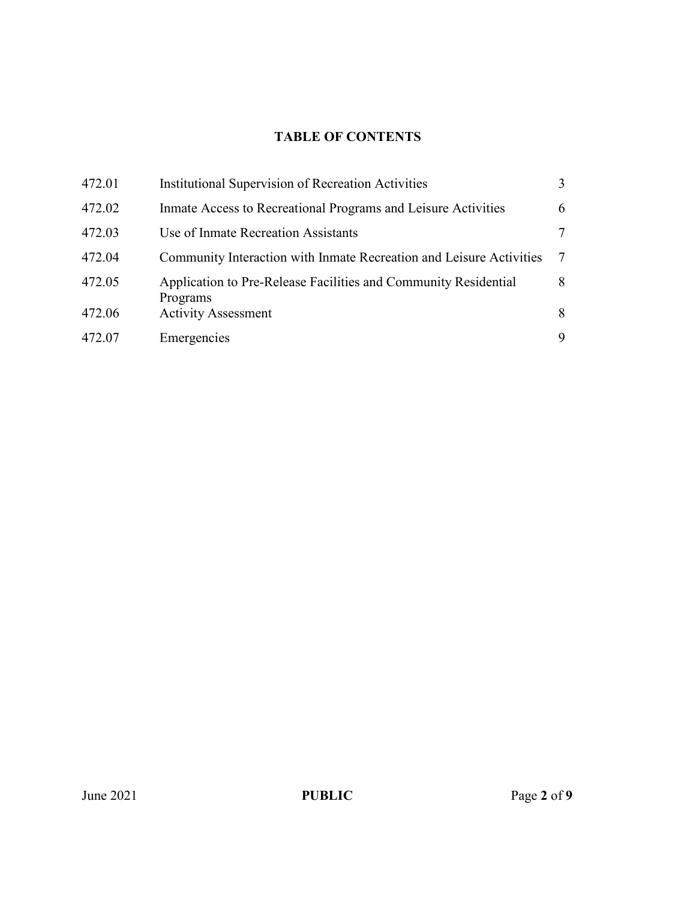## TABLE OF CONTENTS

| | | |
|---|---|---|
| 472.01 | Institutional Supervision of Recreation Activities | 3 |
| 472.02 | Inmate Access to Recreational Programs and Leisure Activities | 6 |
| 472.03 | Use of Inmate Recreation Assistants | 7 |
| 472.04 | Community Interaction with Inmate Recreation and Leisure Activities | 7 |
| 472.05 | Application to Pre-Release Facilities and Community Residential Programs | 8 |
| 472.06 | Activity Assessment | 8 |
| 472.07 | Emergencies | 9 |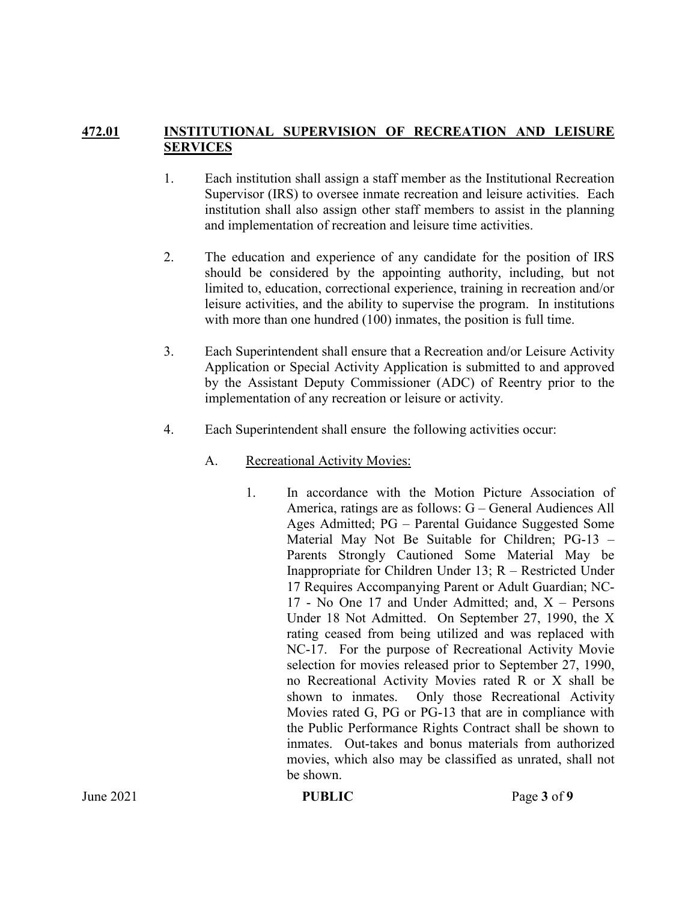## 472.01 INSTITUTIONAL SUPERVISION OF RECREATION AND LEISURE SERVICES

1. Each institution shall assign a staff member as the Institutional Recreation Supervisor (IRS) to oversee inmate recreation and leisure activities. Each institution shall also assign other staff members to assist in the planning and implementation of recreation and leisure time activities.

2. The education and experience of any candidate for the position of IRS should be considered by the appointing authority, including, but not limited to, education, correctional experience, training in recreation and/or leisure activities, and the ability to supervise the program. In institutions with more than one hundred (100) inmates, the position is full time.

3. Each Superintendent shall ensure that a Recreation and/or Leisure Activity Application or Special Activity Application is submitted to and approved by the Assistant Deputy Commissioner (ADC) of Reentry prior to the implementation of any recreation or leisure or activity.

4. Each Superintendent shall ensure the following activities occur:

   A. <u>Recreational Activity Movies:</u>

      1. In accordance with the Motion Picture Association of America, ratings are as follows: G – General Audiences All Ages Admitted; PG – Parental Guidance Suggested Some Material May Not Be Suitable for Children; PG-13 – Parents Strongly Cautioned Some Material May be Inappropriate for Children Under 13; R – Restricted Under 17 Requires Accompanying Parent or Adult Guardian; NC-17 - No One 17 and Under Admitted; and, X – Persons Under 18 Not Admitted. On September 27, 1990, the X rating ceased from being utilized and was replaced with NC-17. For the purpose of Recreational Activity Movie selection for movies released prior to September 27, 1990, no Recreational Activity Movies rated R or X shall be shown to inmates. Only those Recreational Activity Movies rated G, PG or PG-13 that are in compliance with the Public Performance Rights Contract shall be shown to inmates. Out-takes and bonus materials from authorized movies, which also may be classified as unrated, shall not be shown.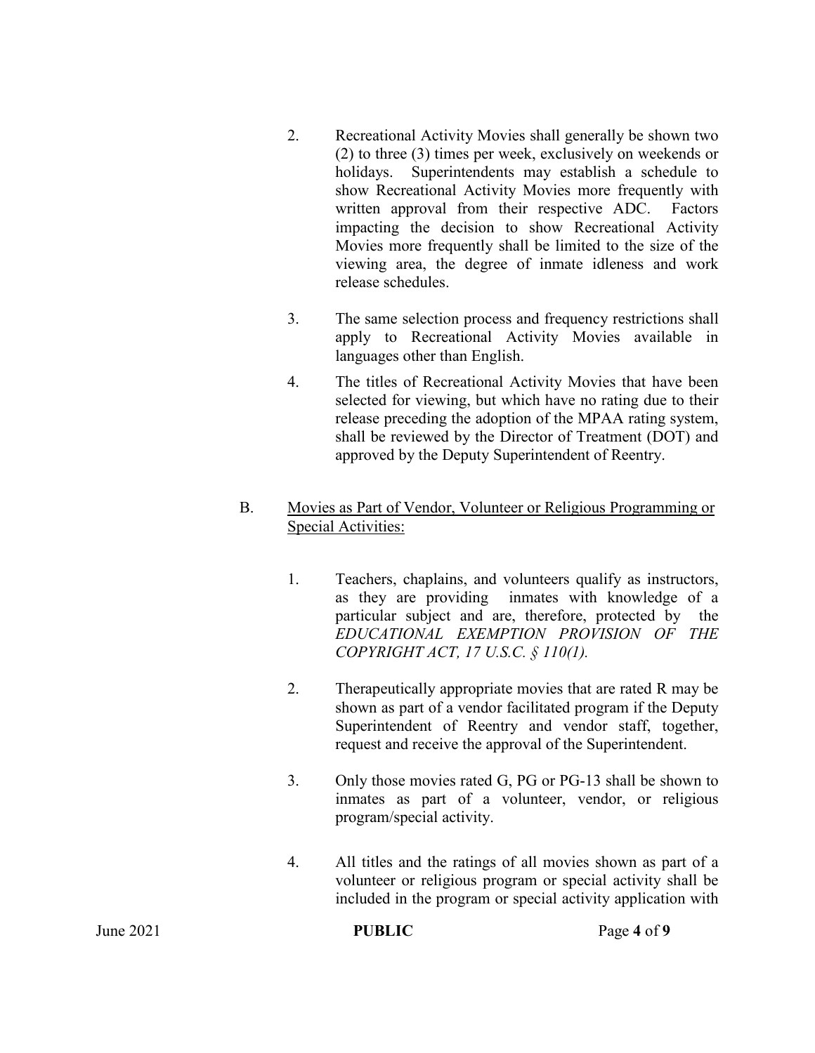2. Recreational Activity Movies shall generally be shown two (2) to three (3) times per week, exclusively on weekends or holidays. Superintendents may establish a schedule to show Recreational Activity Movies more frequently with written approval from their respective ADC. Factors impacting the decision to show Recreational Activity Movies more frequently shall be limited to the size of the viewing area, the degree of inmate idleness and work release schedules.

3. The same selection process and frequency restrictions shall apply to Recreational Activity Movies available in languages other than English.

4. The titles of Recreational Activity Movies that have been selected for viewing, but which have no rating due to their release preceding the adoption of the MPAA rating system, shall be reviewed by the Director of Treatment (DOT) and approved by the Deputy Superintendent of Reentry.

B. <u>Movies as Part of Vendor, Volunteer or Religious Programming or Special Activities:</u>

1. Teachers, chaplains, and volunteers qualify as instructors, as they are providing inmates with knowledge of a particular subject and are, therefore, protected by the *EDUCATIONAL EXEMPTION PROVISION OF THE COPYRIGHT ACT, 17 U.S.C. § 110(1).*

2. Therapeutically appropriate movies that are rated R may be shown as part of a vendor facilitated program if the Deputy Superintendent of Reentry and vendor staff, together, request and receive the approval of the Superintendent.

3. Only those movies rated G, PG or PG-13 shall be shown to inmates as part of a volunteer, vendor, or religious program/special activity.

4. All titles and the ratings of all movies shown as part of a volunteer or religious program or special activity shall be included in the program or special activity application with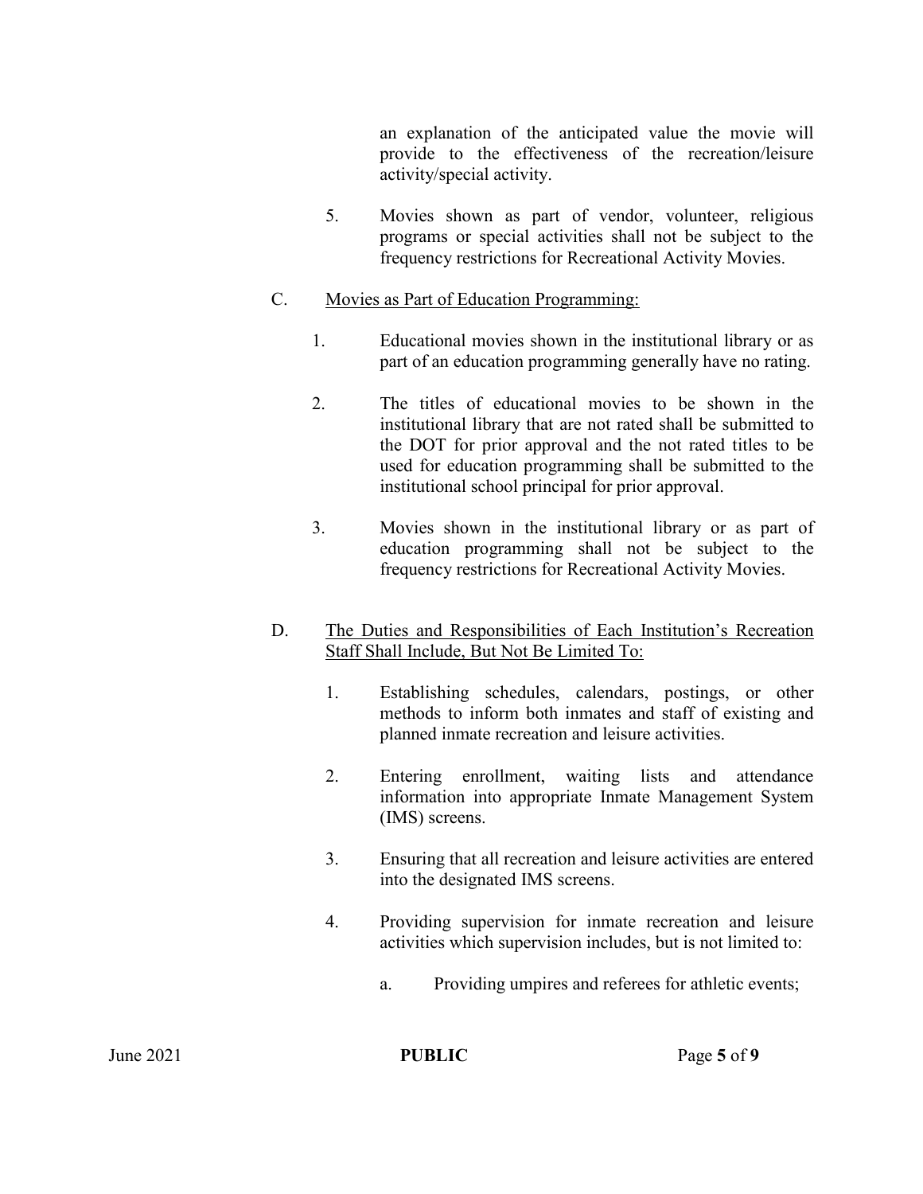an explanation of the anticipated value the movie will provide to the effectiveness of the recreation/leisure activity/special activity.

5. Movies shown as part of vendor, volunteer, religious programs or special activities shall not be subject to the frequency restrictions for Recreational Activity Movies.

C. <u>Movies as Part of Education Programming:</u>

1. Educational movies shown in the institutional library or as part of an education programming generally have no rating.

2. The titles of educational movies to be shown in the institutional library that are not rated shall be submitted to the DOT for prior approval and the not rated titles to be used for education programming shall be submitted to the institutional school principal for prior approval.

3. Movies shown in the institutional library or as part of education programming shall not be subject to the frequency restrictions for Recreational Activity Movies.

D. <u>The Duties and Responsibilities of Each Institution's Recreation Staff Shall Include, But Not Be Limited To:</u>

1. Establishing schedules, calendars, postings, or other methods to inform both inmates and staff of existing and planned inmate recreation and leisure activities.

2. Entering enrollment, waiting lists and attendance information into appropriate Inmate Management System (IMS) screens.

3. Ensuring that all recreation and leisure activities are entered into the designated IMS screens.

4. Providing supervision for inmate recreation and leisure activities which supervision includes, but is not limited to:

   a. Providing umpires and referees for athletic events;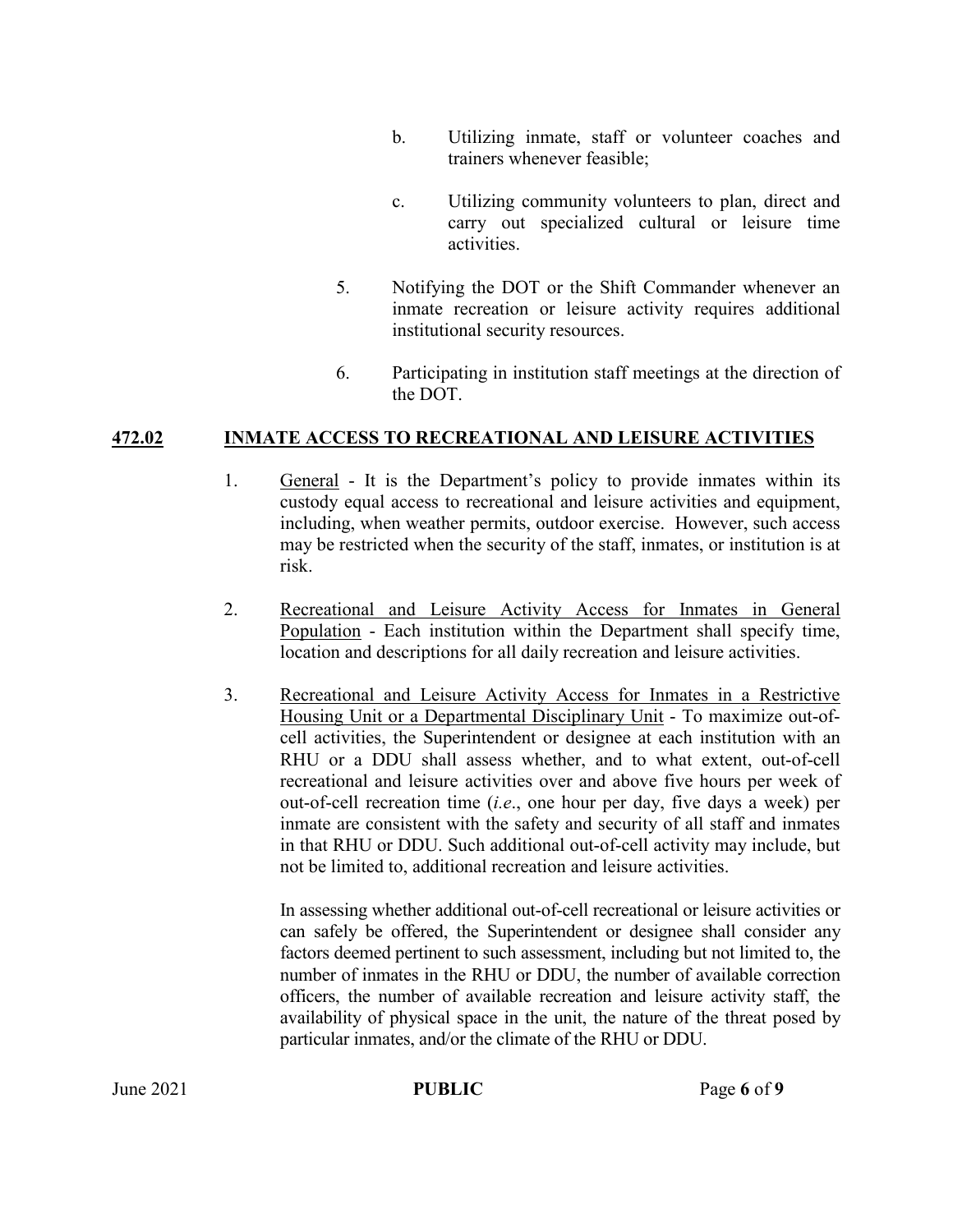b. Utilizing inmate, staff or volunteer coaches and trainers whenever feasible;

c. Utilizing community volunteers to plan, direct and carry out specialized cultural or leisure time activities.

5. Notifying the DOT or the Shift Commander whenever an inmate recreation or leisure activity requires additional institutional security resources.

6. Participating in institution staff meetings at the direction of the DOT.

## 472.02 INMATE ACCESS TO RECREATIONAL AND LEISURE ACTIVITIES

1. General - It is the Department's policy to provide inmates within its custody equal access to recreational and leisure activities and equipment, including, when weather permits, outdoor exercise. However, such access may be restricted when the security of the staff, inmates, or institution is at risk.

2. Recreational and Leisure Activity Access for Inmates in General Population - Each institution within the Department shall specify time, location and descriptions for all daily recreation and leisure activities.

3. Recreational and Leisure Activity Access for Inmates in a Restrictive Housing Unit or a Departmental Disciplinary Unit - To maximize out-of-cell activities, the Superintendent or designee at each institution with an RHU or a DDU shall assess whether, and to what extent, out-of-cell recreational and leisure activities over and above five hours per week of out-of-cell recreation time (*i.e.*, one hour per day, five days a week) per inmate are consistent with the safety and security of all staff and inmates in that RHU or DDU. Such additional out-of-cell activity may include, but not be limited to, additional recreation and leisure activities.

   In assessing whether additional out-of-cell recreational or leisure activities or can safely be offered, the Superintendent or designee shall consider any factors deemed pertinent to such assessment, including but not limited to, the number of inmates in the RHU or DDU, the number of available correction officers, the number of available recreation and leisure activity staff, the availability of physical space in the unit, the nature of the threat posed by particular inmates, and/or the climate of the RHU or DDU.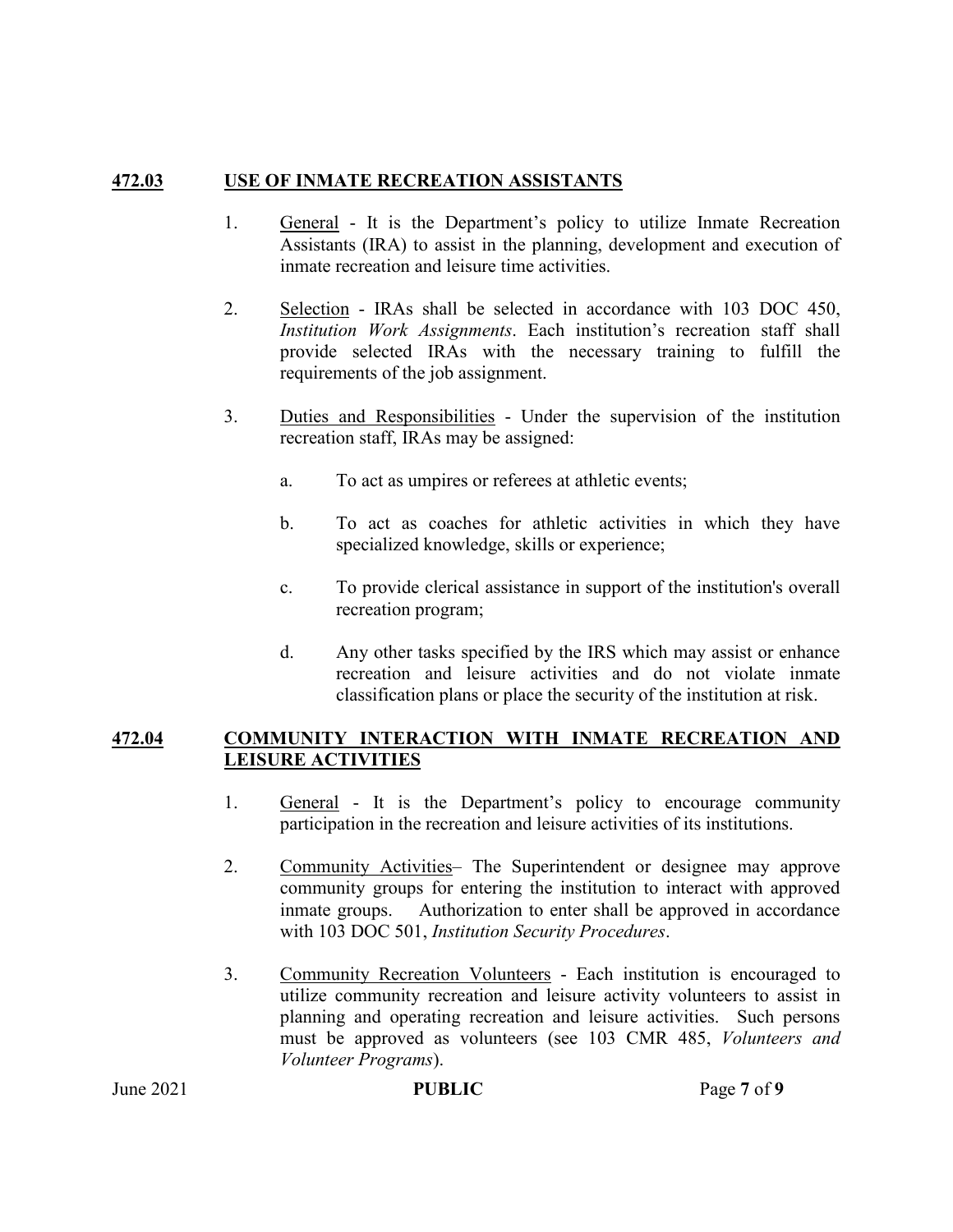## **472.03 USE OF INMATE RECREATION ASSISTANTS**

1. General - It is the Department's policy to utilize Inmate Recreation Assistants (IRA) to assist in the planning, development and execution of inmate recreation and leisure time activities.

2. Selection - IRAs shall be selected in accordance with 103 DOC 450, *Institution Work Assignments*. Each institution's recreation staff shall provide selected IRAs with the necessary training to fulfill the requirements of the job assignment.

3. Duties and Responsibilities - Under the supervision of the institution recreation staff, IRAs may be assigned:

   a. To act as umpires or referees at athletic events;

   b. To act as coaches for athletic activities in which they have specialized knowledge, skills or experience;

   c. To provide clerical assistance in support of the institution's overall recreation program;

   d. Any other tasks specified by the IRS which may assist or enhance recreation and leisure activities and do not violate inmate classification plans or place the security of the institution at risk.

## **472.04 COMMUNITY INTERACTION WITH INMATE RECREATION AND LEISURE ACTIVITIES**

1. General - It is the Department's policy to encourage community participation in the recreation and leisure activities of its institutions.

2. Community Activities– The Superintendent or designee may approve community groups for entering the institution to interact with approved inmate groups. Authorization to enter shall be approved in accordance with 103 DOC 501, *Institution Security Procedures*.

3. Community Recreation Volunteers - Each institution is encouraged to utilize community recreation and leisure activity volunteers to assist in planning and operating recreation and leisure activities. Such persons must be approved as volunteers (see 103 CMR 485, *Volunteers and Volunteer Programs*).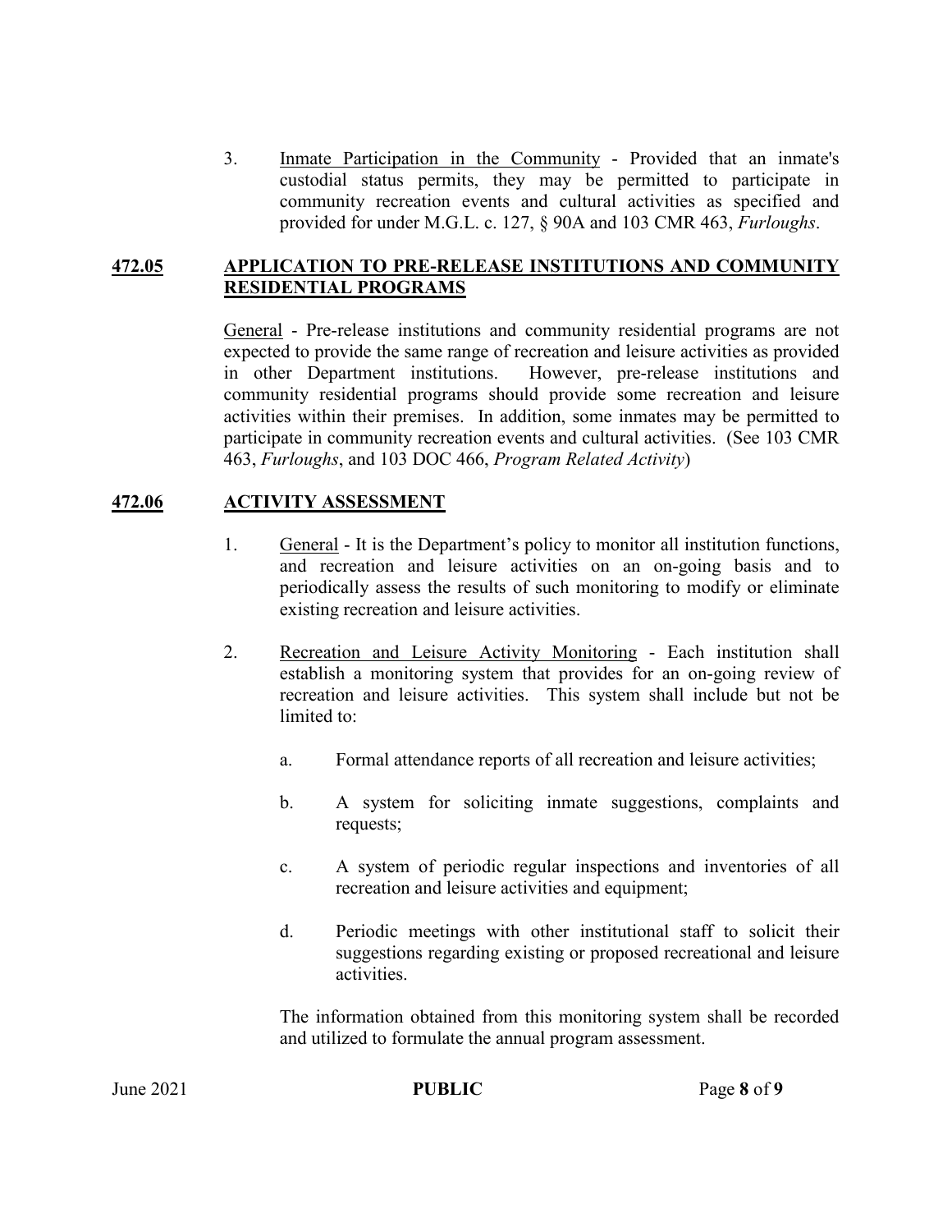3. Inmate Participation in the Community - Provided that an inmate's custodial status permits, they may be permitted to participate in community recreation events and cultural activities as specified and provided for under M.G.L. c. 127, § 90A and 103 CMR 463, *Furloughs*.

## 472.05 APPLICATION TO PRE-RELEASE INSTITUTIONS AND COMMUNITY RESIDENTIAL PROGRAMS

General - Pre-release institutions and community residential programs are not expected to provide the same range of recreation and leisure activities as provided in other Department institutions. However, pre-release institutions and community residential programs should provide some recreation and leisure activities within their premises. In addition, some inmates may be permitted to participate in community recreation events and cultural activities. (See 103 CMR 463, *Furloughs*, and 103 DOC 466, *Program Related Activity*)

## 472.06 ACTIVITY ASSESSMENT

1. General - It is the Department's policy to monitor all institution functions, and recreation and leisure activities on an on-going basis and to periodically assess the results of such monitoring to modify or eliminate existing recreation and leisure activities.

2. Recreation and Leisure Activity Monitoring - Each institution shall establish a monitoring system that provides for an on-going review of recreation and leisure activities. This system shall include but not be limited to:

   a. Formal attendance reports of all recreation and leisure activities;

   b. A system for soliciting inmate suggestions, complaints and requests;

   c. A system of periodic regular inspections and inventories of all recreation and leisure activities and equipment;

   d. Periodic meetings with other institutional staff to solicit their suggestions regarding existing or proposed recreational and leisure activities.

   The information obtained from this monitoring system shall be recorded and utilized to formulate the annual program assessment.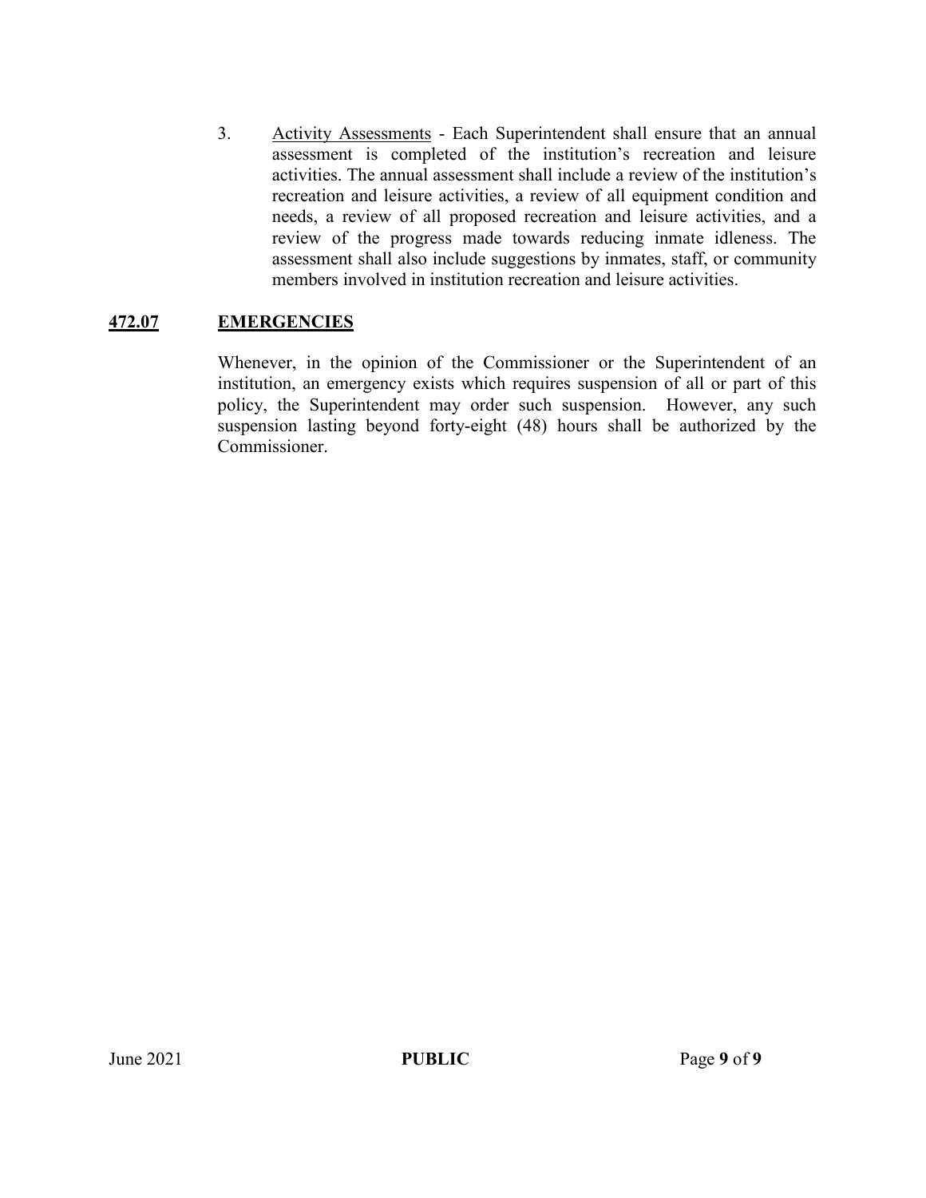3. <u>Activity Assessments</u> - Each Superintendent shall ensure that an annual assessment is completed of the institution's recreation and leisure activities. The annual assessment shall include a review of the institution's recreation and leisure activities, a review of all equipment condition and needs, a review of all proposed recreation and leisure activities, and a review of the progress made towards reducing inmate idleness. The assessment shall also include suggestions by inmates, staff, or community members involved in institution recreation and leisure activities.

## 472.07 EMERGENCIES

Whenever, in the opinion of the Commissioner or the Superintendent of an institution, an emergency exists which requires suspension of all or part of this policy, the Superintendent may order such suspension. However, any such suspension lasting beyond forty-eight (48) hours shall be authorized by the Commissioner.